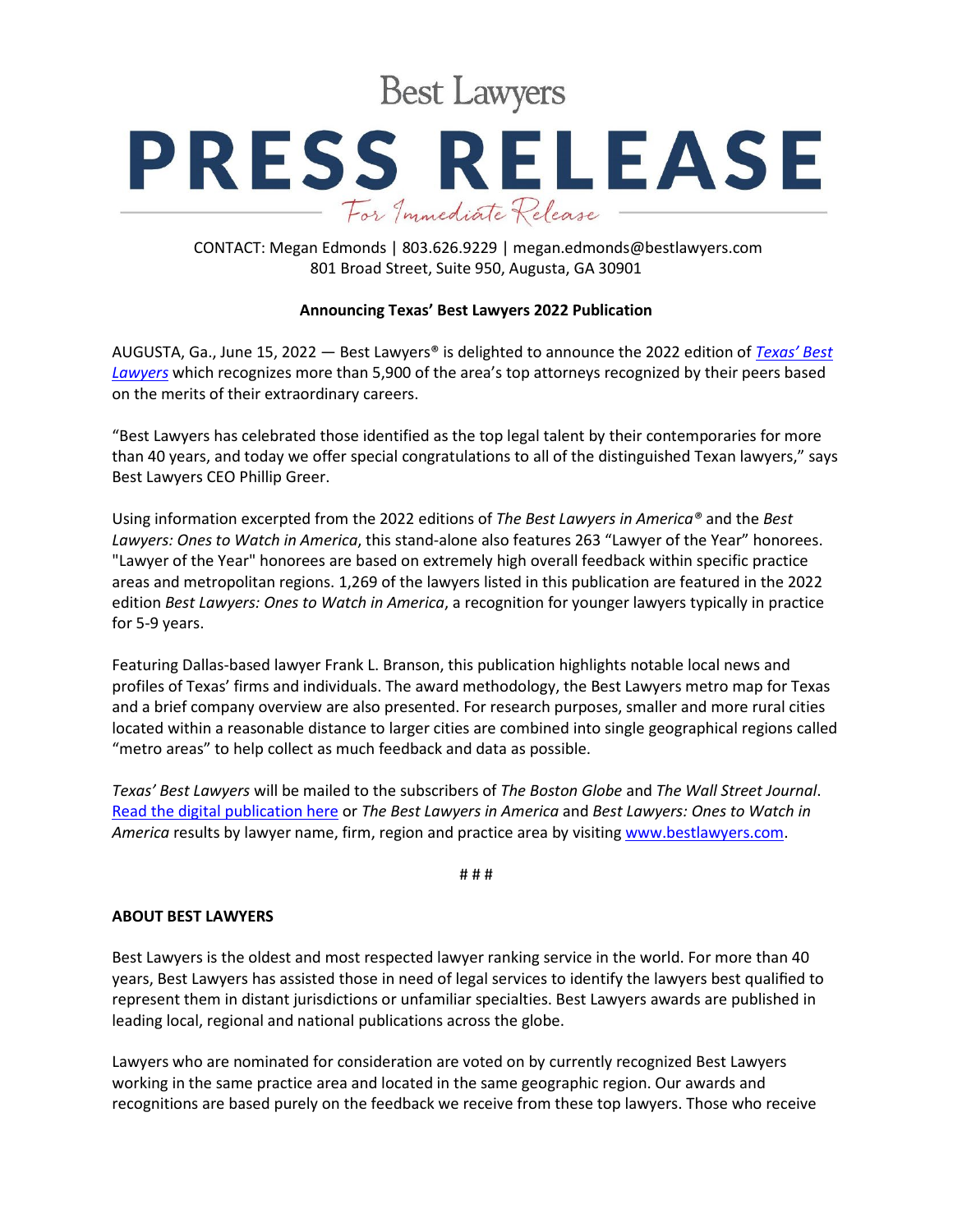Best Lawyers

# PRESS RELEASE

For Immediate Release

CONTACT: Megan Edmonds | 803.626.9229 | megan.edmonds@bestlawyers.com
801 Broad Street, Suite 950, Augusta, GA 30901

**Announcing Texas' Best Lawyers 2022 Publication**

AUGUSTA, Ga., June 15, 2022 — Best Lawyers® is delighted to announce the 2022 edition of *Texas' Best Lawyers* which recognizes more than 5,900 of the area's top attorneys recognized by their peers based on the merits of their extraordinary careers.

"Best Lawyers has celebrated those identified as the top legal talent by their contemporaries for more than 40 years, and today we offer special congratulations to all of the distinguished Texan lawyers," says Best Lawyers CEO Phillip Greer.

Using information excerpted from the 2022 editions of *The Best Lawyers in America®* and the *Best Lawyers: Ones to Watch in America*, this stand-alone also features 263 "Lawyer of the Year" honorees. "Lawyer of the Year" honorees are based on extremely high overall feedback within specific practice areas and metropolitan regions. 1,269 of the lawyers listed in this publication are featured in the 2022 edition *Best Lawyers: Ones to Watch in America*, a recognition for younger lawyers typically in practice for 5-9 years.

Featuring Dallas-based lawyer Frank L. Branson, this publication highlights notable local news and profiles of Texas' firms and individuals. The award methodology, the Best Lawyers metro map for Texas and a brief company overview are also presented. For research purposes, smaller and more rural cities located within a reasonable distance to larger cities are combined into single geographical regions called "metro areas" to help collect as much feedback and data as possible.

*Texas' Best Lawyers* will be mailed to the subscribers of *The Boston Globe* and *The Wall Street Journal*. Read the digital publication here or *The Best Lawyers in America* and *Best Lawyers: Ones to Watch in America* results by lawyer name, firm, region and practice area by visiting www.bestlawyers.com.

# # #

**ABOUT BEST LAWYERS**

Best Lawyers is the oldest and most respected lawyer ranking service in the world. For more than 40 years, Best Lawyers has assisted those in need of legal services to identify the lawyers best qualified to represent them in distant jurisdictions or unfamiliar specialties. Best Lawyers awards are published in leading local, regional and national publications across the globe.

Lawyers who are nominated for consideration are voted on by currently recognized Best Lawyers working in the same practice area and located in the same geographic region. Our awards and recognitions are based purely on the feedback we receive from these top lawyers. Those who receive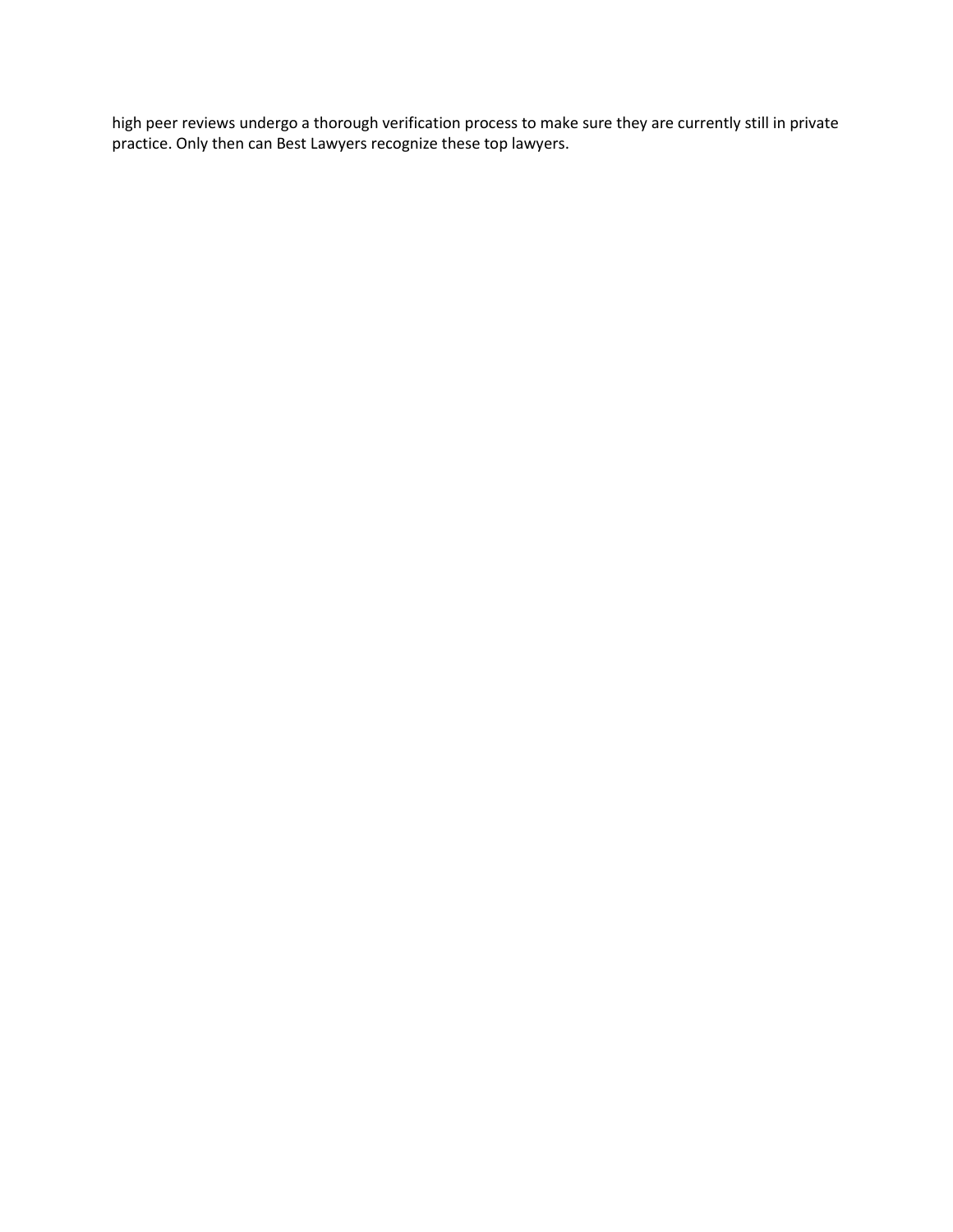high peer reviews undergo a thorough verification process to make sure they are currently still in private practice. Only then can Best Lawyers recognize these top lawyers.